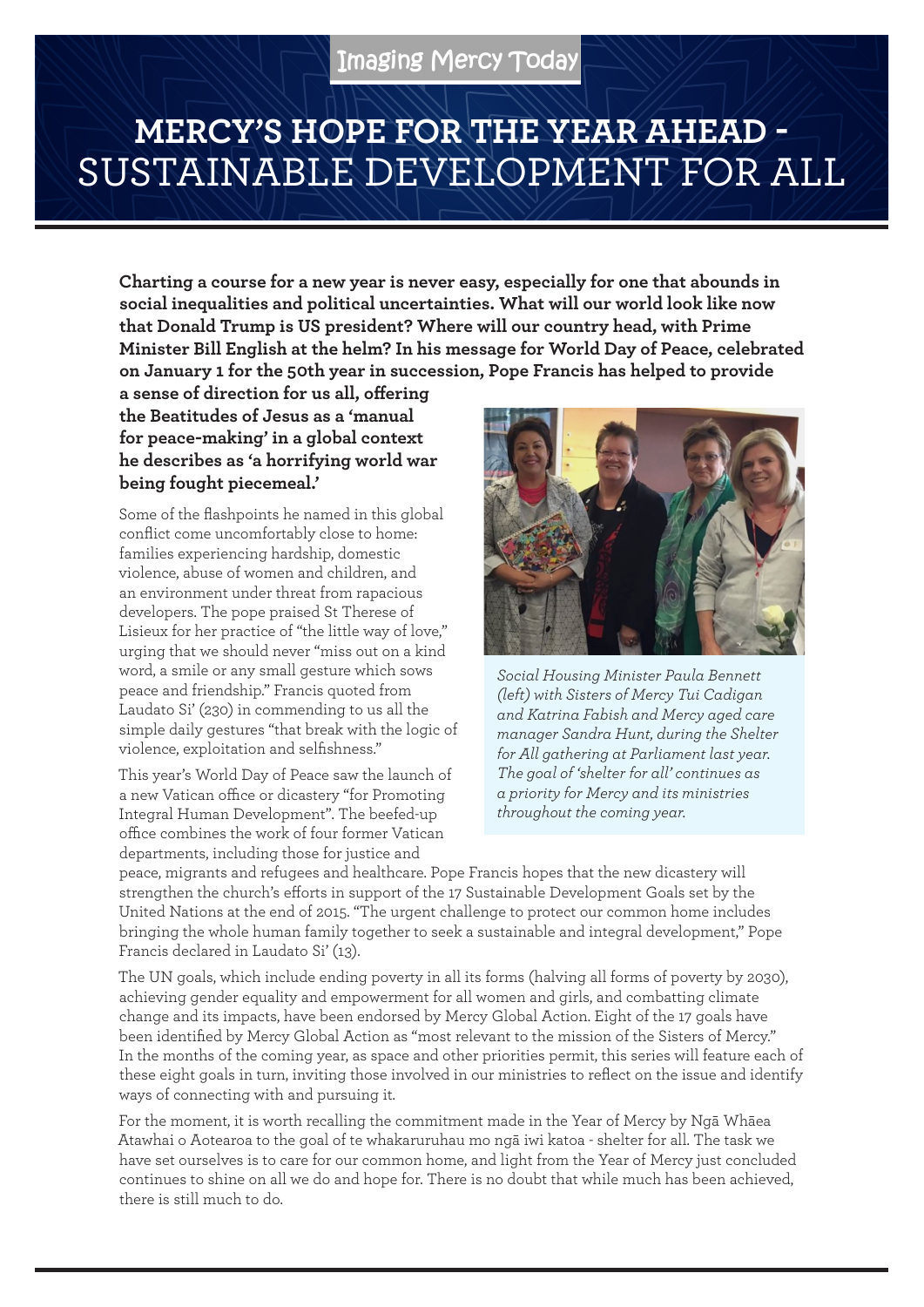Imaging Mercy Today

# MERCY'S HOPE FOR THE YEAR AHEAD - SUSTAINABLE DEVELOPMENT FOR ALL

**Charting a course for a new year is never easy, especially for one that abounds in social inequalities and political uncertainties. What will our world look like now that Donald Trump is US president? Where will our country head, with Prime Minister Bill English at the helm? In his message for World Day of Peace, celebrated on January 1 for the 50th year in succession, Pope Francis has helped to provide a sense of direction for us all, offering the Beatitudes of Jesus as a 'manual for peace-making' in a global context he describes as 'a horrifying world war being fought piecemeal.'**

Some of the flashpoints he named in this global conflict come uncomfortably close to home: families experiencing hardship, domestic violence, abuse of women and children, and an environment under threat from rapacious developers. The pope praised St Therese of Lisieux for her practice of "the little way of love," urging that we should never "miss out on a kind word, a smile or any small gesture which sows peace and friendship." Francis quoted from Laudato Si' (230) in commending to us all the simple daily gestures "that break with the logic of violence, exploitation and selfishness."

*Social Housing Minister Paula Bennett (left) with Sisters of Mercy Tui Cadigan and Katrina Fabish and Mercy aged care manager Sandra Hunt, during the Shelter for All gathering at Parliament last year. The goal of 'shelter for all' continues as a priority for Mercy and its ministries throughout the coming year.*

This year's World Day of Peace saw the launch of a new Vatican office or dicastery "for Promoting Integral Human Development". The beefed-up office combines the work of four former Vatican departments, including those for justice and peace, migrants and refugees and healthcare. Pope Francis hopes that the new dicastery will strengthen the church's efforts in support of the 17 Sustainable Development Goals set by the United Nations at the end of 2015. "The urgent challenge to protect our common home includes bringing the whole human family together to seek a sustainable and integral development," Pope Francis declared in Laudato Si' (13).

The UN goals, which include ending poverty in all its forms (halving all forms of poverty by 2030), achieving gender equality and empowerment for all women and girls, and combatting climate change and its impacts, have been endorsed by Mercy Global Action. Eight of the 17 goals have been identified by Mercy Global Action as "most relevant to the mission of the Sisters of Mercy." In the months of the coming year, as space and other priorities permit, this series will feature each of these eight goals in turn, inviting those involved in our ministries to reflect on the issue and identify ways of connecting with and pursuing it.

For the moment, it is worth recalling the commitment made in the Year of Mercy by Ngā Whāea Atawhai o Aotearoa to the goal of te whakaruruhau mo ngā iwi katoa - shelter for all. The task we have set ourselves is to care for our common home, and light from the Year of Mercy just concluded continues to shine on all we do and hope for. There is no doubt that while much has been achieved, there is still much to do.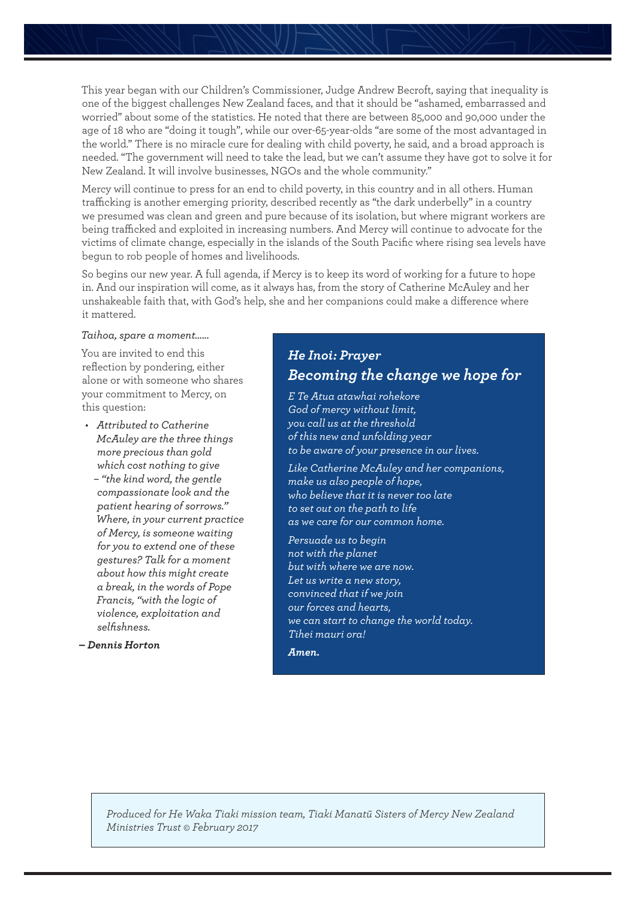This year began with our Children's Commissioner, Judge Andrew Becroft, saying that inequality is one of the biggest challenges New Zealand faces, and that it should be "ashamed, embarrassed and worried" about some of the statistics. He noted that there are between 85,000 and 90,000 under the age of 18 who are "doing it tough", while our over-65-year-olds "are some of the most advantaged in the world." There is no miracle cure for dealing with child poverty, he said, and a broad approach is needed. "The government will need to take the lead, but we can't assume they have got to solve it for New Zealand. It will involve businesses, NGOs and the whole community."

Mercy will continue to press for an end to child poverty, in this country and in all others. Human trafficking is another emerging priority, described recently as "the dark underbelly" in a country we presumed was clean and green and pure because of its isolation, but where migrant workers are being trafficked and exploited in increasing numbers. And Mercy will continue to advocate for the victims of climate change, especially in the islands of the South Pacific where rising sea levels have begun to rob people of homes and livelihoods.

So begins our new year. A full agenda, if Mercy is to keep its word of working for a future to hope in. And our inspiration will come, as it always has, from the story of Catherine McAuley and her unshakeable faith that, with God's help, she and her companions could make a difference where it mattered.

*Taihoa, spare a moment……*

You are invited to end this reflection by pondering, either alone or with someone who shares your commitment to Mercy, on this question:

- *Attributed to Catherine McAuley are the three things more precious than gold which cost nothing to give – "the kind word, the gentle compassionate look and the patient hearing of sorrows." Where, in your current practice of Mercy, is someone waiting for you to extend one of these gestures? Talk for a moment about how this might create a break, in the words of Pope Francis, "with the logic of violence, exploitation and selfishness.*

***– Dennis Horton***

### *He Inoi: Prayer*
### *Becoming the change we hope for*

*E Te Atua atawhai rohekore*
*God of mercy without limit,*
*you call us at the threshold*
*of this new and unfolding year*
*to be aware of your presence in our lives.*

*Like Catherine McAuley and her companions,*
*make us also people of hope,*
*who believe that it is never too late*
*to set out on the path to life*
*as we care for our common home.*

*Persuade us to begin*
*not with the planet*
*but with where we are now.*
*Let us write a new story,*
*convinced that if we join*
*our forces and hearts,*
*we can start to change the world today.*
*Tihei mauri ora!*

***Amen.***

*Produced for He Waka Tiaki mission team, Tiaki Manatū Sisters of Mercy New Zealand Ministries Trust © February 2017*